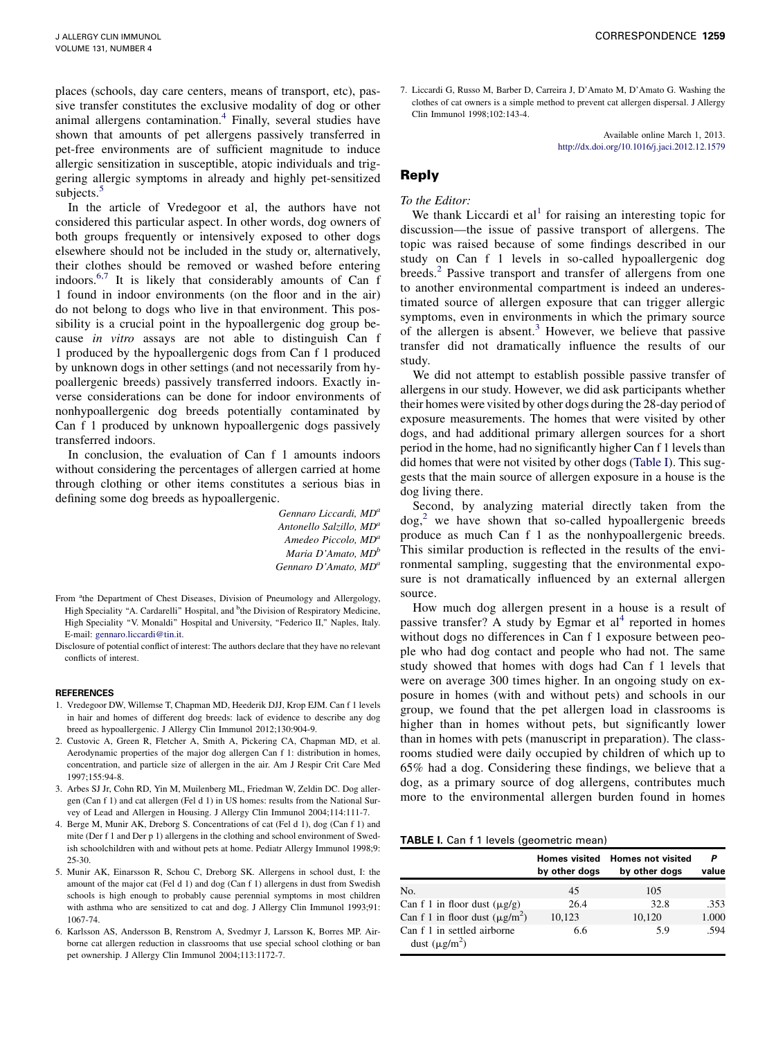places (schools, day care centers, means of transport, etc), passive transfer constitutes the exclusive modality of dog or other animal allergens contamination.[4] Finally, several studies have shown that amounts of pet allergens passively transferred in pet-free environments are of sufficient magnitude to induce allergic sensitization in susceptible, atopic individuals and triggering allergic symptoms in already and highly pet-sensitized subjects.[5]

In the article of Vredegoor et al, the authors have not considered this particular aspect. In other words, dog owners of both groups frequently or intensively exposed to other dogs elsewhere should not be included in the study or, alternatively, their clothes should be removed or washed before entering indoors.[6,7] It is likely that considerably amounts of Can f 1 found in indoor environments (on the floor and in the air) do not belong to dogs who live in that environment. This possibility is a crucial point in the hypoallergenic dog group because *in vitro* assays are not able to distinguish Can f 1 produced by the hypoallergenic dogs from Can f 1 produced by unknown dogs in other settings (and not necessarily from hypoallergenic breeds) passively transferred indoors. Exactly inverse considerations can be done for indoor environments of nonhypoallergenic dog breeds potentially contaminated by Can f 1 produced by unknown hypoallergenic dogs passively transferred indoors.

In conclusion, the evaluation of Can f 1 amounts indoors without considering the percentages of allergen carried at home through clothing or other items constitutes a serious bias in defining some dog breeds as hypoallergenic.

*Gennaro Liccardi, MD[a]*
*Antonello Salzillo, MD[a]*
*Amedeo Piccolo, MD[a]*
*Maria D'Amato, MD[b]*
*Gennaro D'Amato, MD[a]*

From [a]the Department of Chest Diseases, Division of Pneumology and Allergology, High Speciality "A. Cardarelli" Hospital, and [b]the Division of Respiratory Medicine, High Speciality "V. Monaldi" Hospital and University, "Federico II," Naples, Italy. E-mail: gennaro.liccardi@tin.it.

Disclosure of potential conflict of interest: The authors declare that they have no relevant conflicts of interest.

#### REFERENCES

1. Vredegoor DW, Willemse T, Chapman MD, Heederik DJJ, Krop EJM. Can f 1 levels in hair and homes of different dog breeds: lack of evidence to describe any dog breed as hypoallergenic. J Allergy Clin Immunol 2012;130:904-9.
2. Custovic A, Green R, Fletcher A, Smith A, Pickering CA, Chapman MD, et al. Aerodynamic properties of the major dog allergen Can f 1: distribution in homes, concentration, and particle size of allergen in the air. Am J Respir Crit Care Med 1997;155:94-8.
3. Arbes SJ Jr, Cohn RD, Yin M, Muilenberg ML, Friedman W, Zeldin DC. Dog allergen (Can f 1) and cat allergen (Fel d 1) in US homes: results from the National Survey of Lead and Allergen in Housing. J Allergy Clin Immunol 2004;114:111-7.
4. Berge M, Munir AK, Dreborg S. Concentrations of cat (Fel d 1), dog (Can f 1) and mite (Der f 1 and Der p 1) allergens in the clothing and school environment of Swedish schoolchildren with and without pets at home. Pediatr Allergy Immunol 1998;9:25-30.
5. Munir AK, Einarsson R, Schou C, Dreborg SK. Allergens in school dust, I: the amount of the major cat (Fel d 1) and dog (Can f 1) allergens in dust from Swedish schools is high enough to probably cause perennial symptoms in most children with asthma who are sensitized to cat and dog. J Allergy Clin Immunol 1993;91:1067-74.
6. Karlsson AS, Andersson B, Renstrom A, Svedmyr J, Larsson K, Borres MP. Airborne cat allergen reduction in classrooms that use special school clothing or ban pet ownership. J Allergy Clin Immunol 2004;113:1172-7.
7. Liccardi G, Russo M, Barber D, Carreira J, D'Amato M, D'Amato G. Washing the clothes of cat owners is a simple method to prevent cat allergen dispersal. J Allergy Clin Immunol 1998;102:143-4.

Available online March 1, 2013.
http://dx.doi.org/10.1016/j.jaci.2012.12.1579

## Reply

*To the Editor:*

We thank Liccardi et al[1] for raising an interesting topic for discussion—the issue of passive transport of allergens. The topic was raised because of some findings described in our study on Can f 1 levels in so-called hypoallergenic dog breeds.[2] Passive transport and transfer of allergens from one to another environmental compartment is indeed an underestimated source of allergen exposure that can trigger allergic symptoms, even in environments in which the primary source of the allergen is absent.[3] However, we believe that passive transfer did not dramatically influence the results of our study.

We did not attempt to establish possible passive transfer of allergens in our study. However, we did ask participants whether their homes were visited by other dogs during the 28-day period of exposure measurements. The homes that were visited by other dogs, and had additional primary allergen sources for a short period in the home, had no significantly higher Can f 1 levels than did homes that were not visited by other dogs (Table I). This suggests that the main source of allergen exposure in a house is the dog living there.

Second, by analyzing material directly taken from the dog,[2] we have shown that so-called hypoallergenic breeds produce as much Can f 1 as the nonhypoallergenic breeds. This similar production is reflected in the results of the environmental sampling, suggesting that the environmental exposure is not dramatically influenced by an external allergen source.

How much dog allergen present in a house is a result of passive transfer? A study by Egmar et al[4] reported in homes without dogs no differences in Can f 1 exposure between people who had dog contact and people who had not. The same study showed that homes with dogs had Can f 1 levels that were on average 300 times higher. In an ongoing study on exposure in homes (with and without pets) and schools in our group, we found that the pet allergen load in classrooms is higher than in homes without pets, but significantly lower than in homes with pets (manuscript in preparation). The classrooms studied were daily occupied by children of which up to 65% had a dog. Considering these findings, we believe that a dog, as a primary source of dog allergens, contributes much more to the environmental allergen burden found in homes

**TABLE I.** Can f 1 levels (geometric mean)

| | Homes visited by other dogs | Homes not visited by other dogs | *P* value |
|---|---|---|---|
| No. | 45 | 105 | |
| Can f 1 in floor dust (μg/g) | 26.4 | 32.8 | .353 |
| Can f 1 in floor dust (μg/m$^2$) | 10,123 | 10,120 | 1.000 |
| Can f 1 in settled airborne dust (μg/m$^2$) | 6.6 | 5.9 | .594 |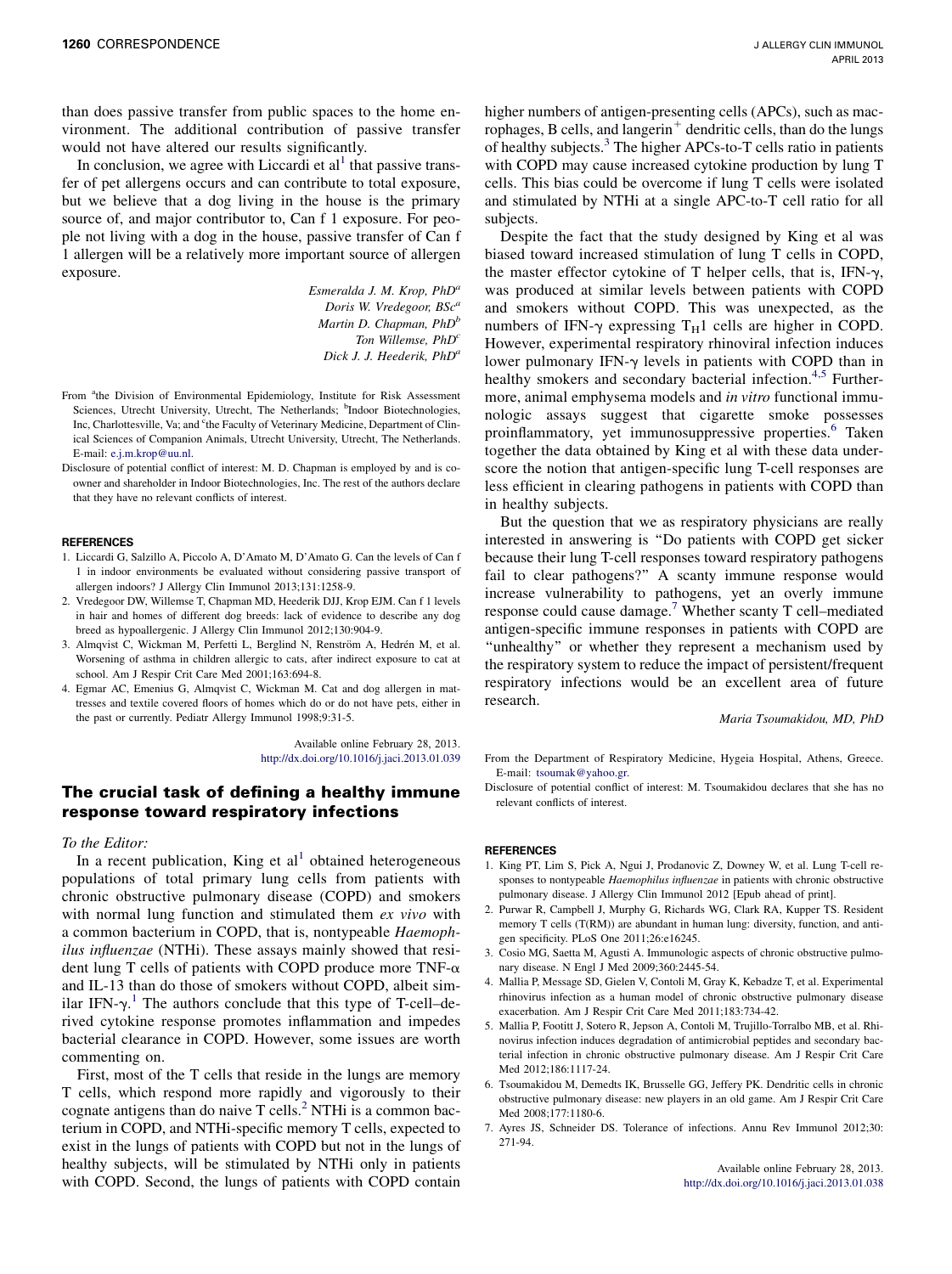than does passive transfer from public spaces to the home environment. The additional contribution of passive transfer would not have altered our results significantly.

In conclusion, we agree with Liccardi et al[1] that passive transfer of pet allergens occurs and can contribute to total exposure, but we believe that a dog living in the house is the primary source of, and major contributor to, Can f 1 exposure. For people not living with a dog in the house, passive transfer of Can f 1 allergen will be a relatively more important source of allergen exposure.

*Esmeralda J. M. Krop, PhD*[a]
*Doris W. Vredegoor, BSc*[a]
*Martin D. Chapman, PhD*[b]
*Ton Willemse, PhD*[c]
*Dick J. J. Heederik, PhD*[a]

From [a]the Division of Environmental Epidemiology, Institute for Risk Assessment Sciences, Utrecht University, Utrecht, The Netherlands; [b]Indoor Biotechnologies, Inc, Charlottesville, Va; and [c]the Faculty of Veterinary Medicine, Department of Clinical Sciences of Companion Animals, Utrecht University, Utrecht, The Netherlands. E-mail: e.j.m.krop@uu.nl.

Disclosure of potential conflict of interest: M. D. Chapman is employed by and is co-owner and shareholder in Indoor Biotechnologies, Inc. The rest of the authors declare that they have no relevant conflicts of interest.

#### REFERENCES

1. Liccardi G, Salzillo A, Piccolo A, D'Amato M, D'Amato G. Can the levels of Can f 1 in indoor environments be evaluated without considering passive transport of allergen indoors? J Allergy Clin Immunol 2013;131:1258-9.
2. Vredegoor DW, Willemse T, Chapman MD, Heederik DJJ, Krop EJM. Can f 1 levels in hair and homes of different dog breeds: lack of evidence to describe any dog breed as hypoallergenic. J Allergy Clin Immunol 2012;130:904-9.
3. Almqvist C, Wickman M, Perfetti L, Berglind N, Renström A, Hedrén M, et al. Worsening of asthma in children allergic to cats, after indirect exposure to cat at school. Am J Respir Crit Care Med 2001;163:694-8.
4. Egmar AC, Emenius G, Almqvist C, Wickman M. Cat and dog allergen in mattresses and textile covered floors of homes which do or do not have pets, either in the past or currently. Pediatr Allergy Immunol 1998;9:31-5.

Available online February 28, 2013.
http://dx.doi.org/10.1016/j.jaci.2013.01.039

## The crucial task of defining a healthy immune response toward respiratory infections

*To the Editor:*

In a recent publication, King et al[1] obtained heterogeneous populations of total primary lung cells from patients with chronic obstructive pulmonary disease (COPD) and smokers with normal lung function and stimulated them *ex vivo* with a common bacterium in COPD, that is, nontypeable *Haemophilus influenzae* (NTHi). These assays mainly showed that resident lung T cells of patients with COPD produce more TNF-$\alpha$ and IL-13 than do those of smokers without COPD, albeit similar IFN-$\gamma$.[1] The authors conclude that this type of T-cell–derived cytokine response promotes inflammation and impedes bacterial clearance in COPD. However, some issues are worth commenting on.

First, most of the T cells that reside in the lungs are memory T cells, which respond more rapidly and vigorously to their cognate antigens than do naive T cells.[2] NTHi is a common bacterium in COPD, and NTHi-specific memory T cells, expected to exist in the lungs of patients with COPD but not in the lungs of healthy subjects, will be stimulated by NTHi only in patients with COPD. Second, the lungs of patients with COPD contain higher numbers of antigen-presenting cells (APCs), such as macrophages, B cells, and langerin$^+$ dendritic cells, than do the lungs of healthy subjects.[3] The higher APCs-to-T cells ratio in patients with COPD may cause increased cytokine production by lung T cells. This bias could be overcome if lung T cells were isolated and stimulated by NTHi at a single APC-to-T cell ratio for all subjects.

Despite the fact that the study designed by King et al was biased toward increased stimulation of lung T cells in COPD, the master effector cytokine of T helper cells, that is, IFN-$\gamma$, was produced at similar levels between patients with COPD and smokers without COPD. This was unexpected, as the numbers of IFN-$\gamma$ expressing $T_H1$ cells are higher in COPD. However, experimental respiratory rhinoviral infection induces lower pulmonary IFN-$\gamma$ levels in patients with COPD than in healthy smokers and secondary bacterial infection.[4,5] Furthermore, animal emphysema models and *in vitro* functional immunologic assays suggest that cigarette smoke possesses proinflammatory, yet immunosuppressive properties.[6] Taken together the data obtained by King et al with these data underscore the notion that antigen-specific lung T-cell responses are less efficient in clearing pathogens in patients with COPD than in healthy subjects.

But the question that we as respiratory physicians are really interested in answering is "Do patients with COPD get sicker because their lung T-cell responses toward respiratory pathogens fail to clear pathogens?" A scanty immune response would increase vulnerability to pathogens, yet an overly immune response could cause damage.[7] Whether scanty T cell–mediated antigen-specific immune responses in patients with COPD are "unhealthy" or whether they represent a mechanism used by the respiratory system to reduce the impact of persistent/frequent respiratory infections would be an excellent area of future research.

*Maria Tsoumakidou, MD, PhD*

From the Department of Respiratory Medicine, Hygeia Hospital, Athens, Greece. E-mail: tsoumak@yahoo.gr.

Disclosure of potential conflict of interest: M. Tsoumakidou declares that she has no relevant conflicts of interest.

#### REFERENCES

1. King PT, Lim S, Pick A, Ngui J, Prodanovic Z, Downey W, et al. Lung T-cell responses to nontypeable *Haemophilus influenzae* in patients with chronic obstructive pulmonary disease. J Allergy Clin Immunol 2012 [Epub ahead of print].
2. Purwar R, Campbell J, Murphy G, Richards WG, Clark RA, Kupper TS. Resident memory T cells (T(RM)) are abundant in human lung: diversity, function, and antigen specificity. PLoS One 2011;26:e16245.
3. Cosio MG, Saetta M, Agusti A. Immunologic aspects of chronic obstructive pulmonary disease. N Engl J Med 2009;360:2445-54.
4. Mallia P, Message SD, Gielen V, Contoli M, Gray K, Kebadze T, et al. Experimental rhinovirus infection as a human model of chronic obstructive pulmonary disease exacerbation. Am J Respir Crit Care Med 2011;183:734-42.
5. Mallia P, Footitt J, Sotero R, Jepson A, Contoli M, Trujillo-Torralbo MB, et al. Rhinovirus infection induces degradation of antimicrobial peptides and secondary bacterial infection in chronic obstructive pulmonary disease. Am J Respir Crit Care Med 2012;186:1117-24.
6. Tsoumakidou M, Demedts IK, Brusselle GG, Jeffery PK. Dendritic cells in chronic obstructive pulmonary disease: new players in an old game. Am J Respir Crit Care Med 2008;177:1180-6.
7. Ayres JS, Schneider DS. Tolerance of infections. Annu Rev Immunol 2012;30:271-94.

Available online February 28, 2013.
http://dx.doi.org/10.1016/j.jaci.2013.01.038